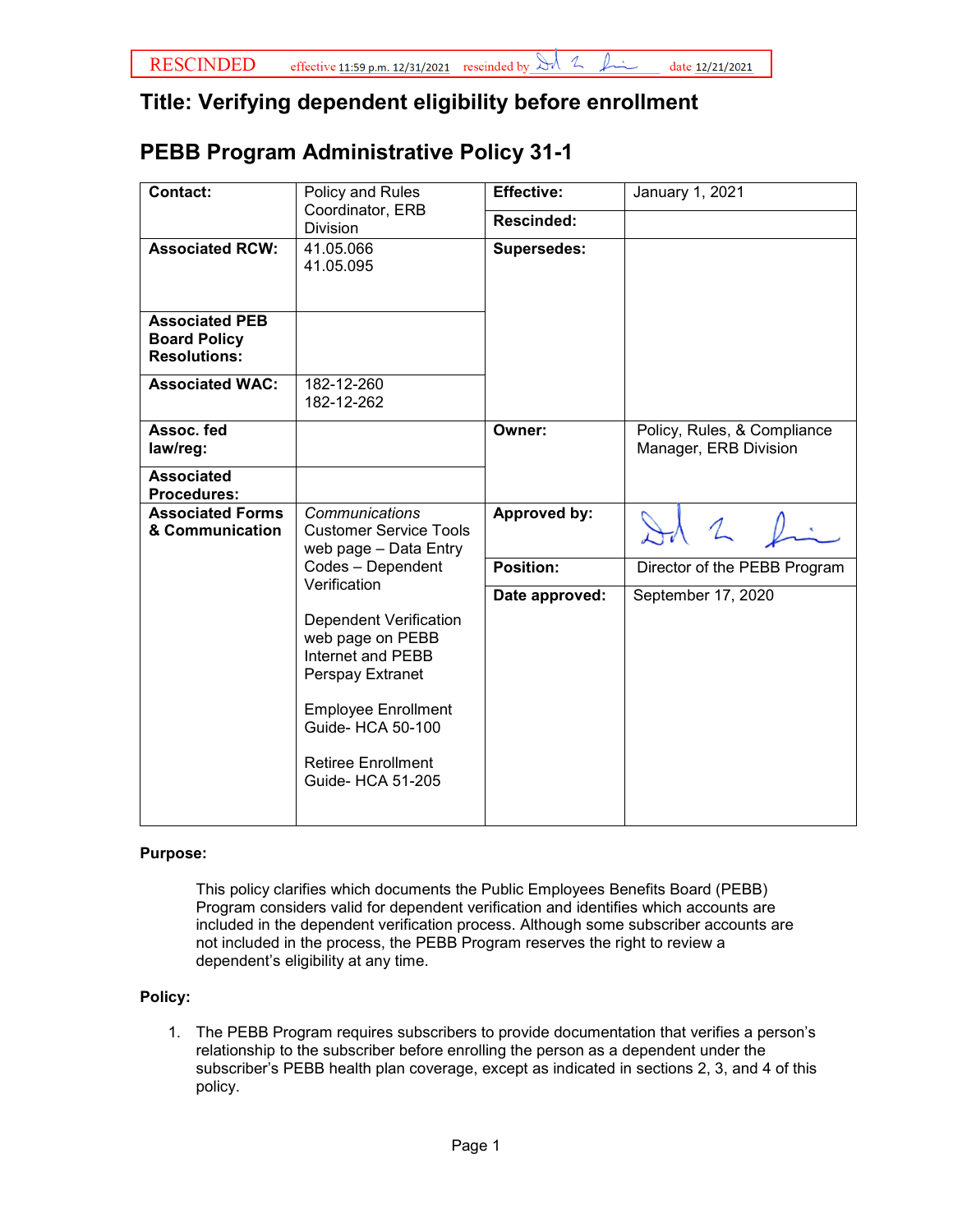RESCINDED effective 11:59 p.m. 12/31/2021 rescinded by [signature] date 12/21/2021

# Title: Verifying dependent eligibility before enrollment

# PEBB Program Administrative Policy 31-1

| Contact: | Policy and Rules Coordinator, ERB Division | Effective: | January 1, 2021 |
|---|---|---|---|
| | | Rescinded: | |
| Associated RCW: | 41.05.066<br>41.05.095 | Supersedes: | |
| Associated PEB Board Policy Resolutions: | | | |
| Associated WAC: | 182-12-260<br>182-12-262 | | |
| Assoc. fed law/reg: | | Owner: | Policy, Rules, & Compliance Manager, ERB Division |
| Associated Procedures: | | | |
| Associated Forms & Communication | *Communications* Customer Service Tools web page – Data Entry Codes – Dependent Verification<br><br>Dependent Verification web page on PEBB Internet and PEBB Perspay Extranet<br><br>Employee Enrollment Guide- HCA 50-100<br><br>Retiree Enrollment Guide- HCA 51-205 | Approved by: | [signature] |
| | | Position: | Director of the PEBB Program |
| | | Date approved: | September 17, 2020 |

**Purpose:**

This policy clarifies which documents the Public Employees Benefits Board (PEBB) Program considers valid for dependent verification and identifies which accounts are included in the dependent verification process. Although some subscriber accounts are not included in the process, the PEBB Program reserves the right to review a dependent's eligibility at any time.

**Policy:**

1. The PEBB Program requires subscribers to provide documentation that verifies a person's relationship to the subscriber before enrolling the person as a dependent under the subscriber's PEBB health plan coverage, except as indicated in sections 2, 3, and 4 of this policy.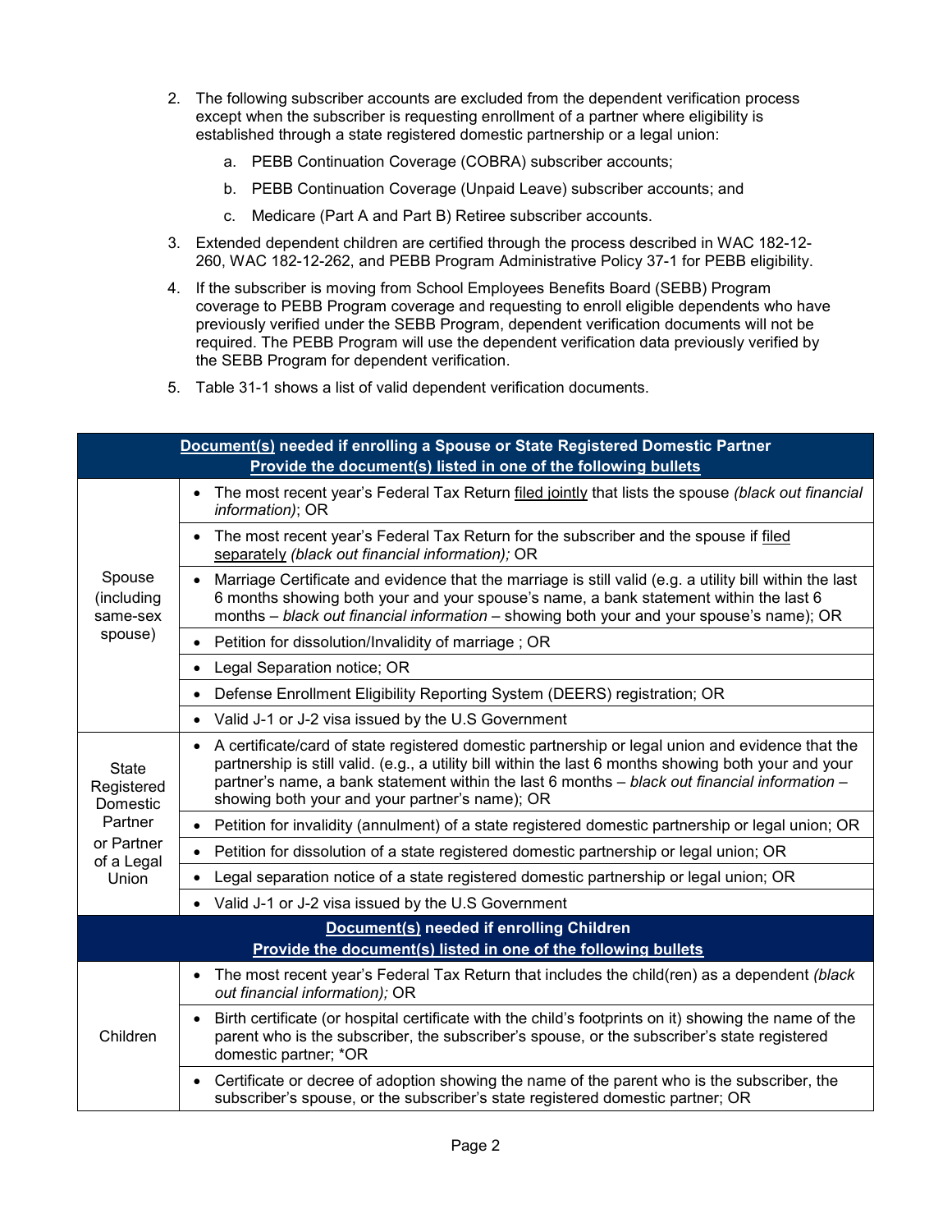2. The following subscriber accounts are excluded from the dependent verification process except when the subscriber is requesting enrollment of a partner where eligibility is established through a state registered domestic partnership or a legal union:

   a. PEBB Continuation Coverage (COBRA) subscriber accounts;

   b. PEBB Continuation Coverage (Unpaid Leave) subscriber accounts; and

   c. Medicare (Part A and Part B) Retiree subscriber accounts.

3. Extended dependent children are certified through the process described in WAC 182-12-260, WAC 182-12-262, and PEBB Program Administrative Policy 37-1 for PEBB eligibility.

4. If the subscriber is moving from School Employees Benefits Board (SEBB) Program coverage to PEBB Program coverage and requesting to enroll eligible dependents who have previously verified under the SEBB Program, dependent verification documents will not be required. The PEBB Program will use the dependent verification data previously verified by the SEBB Program for dependent verification.

5. Table 31-1 shows a list of valid dependent verification documents.

| **Document(s) needed if enrolling a Spouse or State Registered Domestic Partner**<br>**Provide the document(s) listed in one of the following bullets** | |
|---|---|
| Spouse (including same-sex spouse) | • The most recent year's Federal Tax Return filed jointly that lists the spouse *(black out financial information)*; OR |
| | • The most recent year's Federal Tax Return for the subscriber and the spouse if filed separately *(black out financial information);* OR |
| | • Marriage Certificate and evidence that the marriage is still valid (e.g. a utility bill within the last 6 months showing both your and your spouse's name, a bank statement within the last 6 months – *black out financial information* – showing both your and your spouse's name); OR |
| | • Petition for dissolution/Invalidity of marriage ; OR |
| | • Legal Separation notice; OR |
| | • Defense Enrollment Eligibility Reporting System (DEERS) registration; OR |
| | • Valid J-1 or J-2 visa issued by the U.S Government |
| State Registered Domestic Partner or Partner of a Legal Union | • A certificate/card of state registered domestic partnership or legal union and evidence that the partnership is still valid. (e.g., a utility bill within the last 6 months showing both your and your partner's name, a bank statement within the last 6 months – *black out financial information* – showing both your and your partner's name); OR |
| | • Petition for invalidity (annulment) of a state registered domestic partnership or legal union; OR |
| | • Petition for dissolution of a state registered domestic partnership or legal union; OR |
| | • Legal separation notice of a state registered domestic partnership or legal union; OR |
| | • Valid J-1 or J-2 visa issued by the U.S Government |
| **Document(s) needed if enrolling Children**<br>**Provide the document(s) listed in one of the following bullets** | |
| Children | • The most recent year's Federal Tax Return that includes the child(ren) as a dependent *(black out financial information);* OR |
| | • Birth certificate (or hospital certificate with the child's footprints on it) showing the name of the parent who is the subscriber, the subscriber's spouse, or the subscriber's state registered domestic partner; *OR |
| | • Certificate or decree of adoption showing the name of the parent who is the subscriber, the subscriber's spouse, or the subscriber's state registered domestic partner; OR |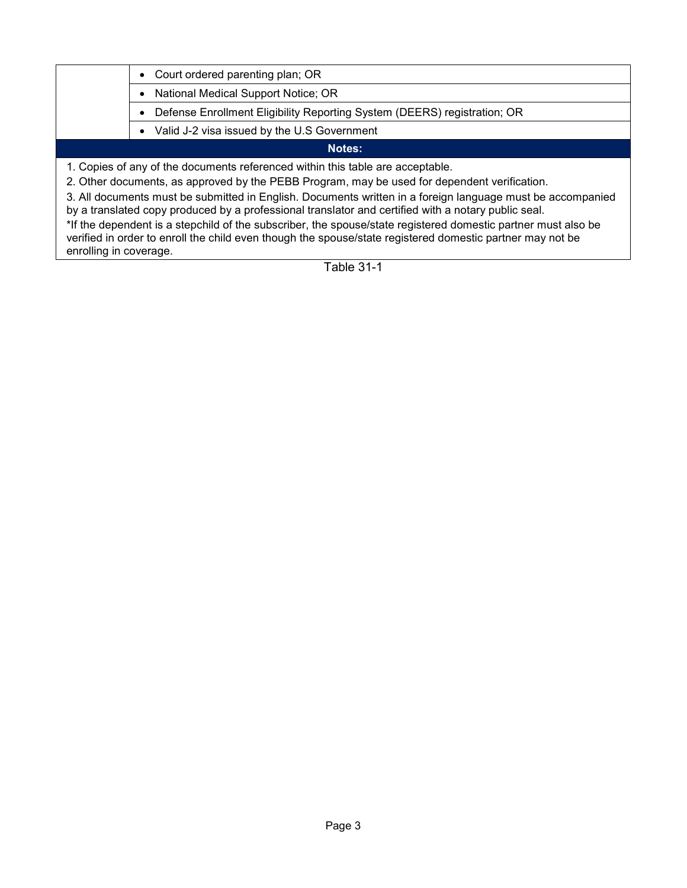| | |
|---|---|
| | • Court ordered parenting plan; OR |
| | • National Medical Support Notice; OR |
| | • Defense Enrollment Eligibility Reporting System (DEERS) registration; OR |
| | • Valid J-2 visa issued by the U.S Government |
| **Notes:** | |
| 1. Copies of any of the documents referenced within this table are acceptable.<br>2. Other documents, as approved by the PEBB Program, may be used for dependent verification.<br>3. All documents must be submitted in English. Documents written in a foreign language must be accompanied by a translated copy produced by a professional translator and certified with a notary public seal.<br>*If the dependent is a stepchild of the subscriber, the spouse/state registered domestic partner must also be verified in order to enroll the child even though the spouse/state registered domestic partner may not be enrolling in coverage. | |

Table 31-1